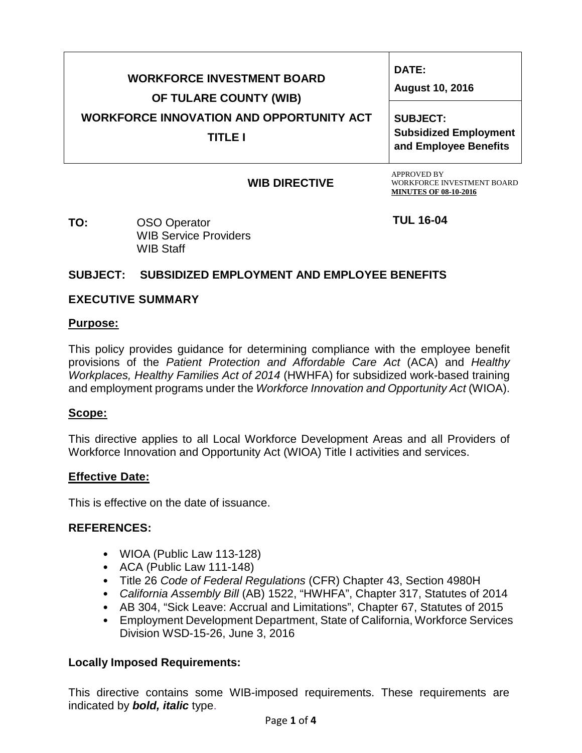| WORKFORCE INVESTMENT BOARD OF TULARE COUNTY (WIB) WORKFORCE INNOVATION AND OPPORTUNITY ACT TITLE I | DATE: August 10, 2016 |
|---|---|
| | SUBJECT: Subsidized Employment and Employee Benefits |

**WIB DIRECTIVE**

APPROVED BY
WORKFORCE INVESTMENT BOARD
**MINUTES OF 08-10-2016**

**TO:** OSO Operator
WIB Service Providers
WIB Staff

**TUL 16-04**

**SUBJECT: SUBSIDIZED EMPLOYMENT AND EMPLOYEE BENEFITS**

## EXECUTIVE SUMMARY

### Purpose:

This policy provides guidance for determining compliance with the employee benefit provisions of the *Patient Protection and Affordable Care Act* (ACA) and *Healthy Workplaces, Healthy Families Act of 2014* (HWHFA) for subsidized work-based training and employment programs under the *Workforce Innovation and Opportunity Act* (WIOA).

### Scope:

This directive applies to all Local Workforce Development Areas and all Providers of Workforce Innovation and Opportunity Act (WIOA) Title I activities and services.

### Effective Date:

This is effective on the date of issuance.

## REFERENCES:

- WIOA (Public Law 113-128)
- ACA (Public Law 111-148)
- Title 26 *Code of Federal Regulations* (CFR) Chapter 43, Section 4980H
- *California Assembly Bill* (AB) 1522, "HWHFA", Chapter 317, Statutes of 2014
- AB 304, "Sick Leave: Accrual and Limitations", Chapter 67, Statutes of 2015
- Employment Development Department, State of California, Workforce Services Division WSD-15-26, June 3, 2016

### Locally Imposed Requirements:

This directive contains some WIB-imposed requirements. These requirements are indicated by ***bold, italic*** type.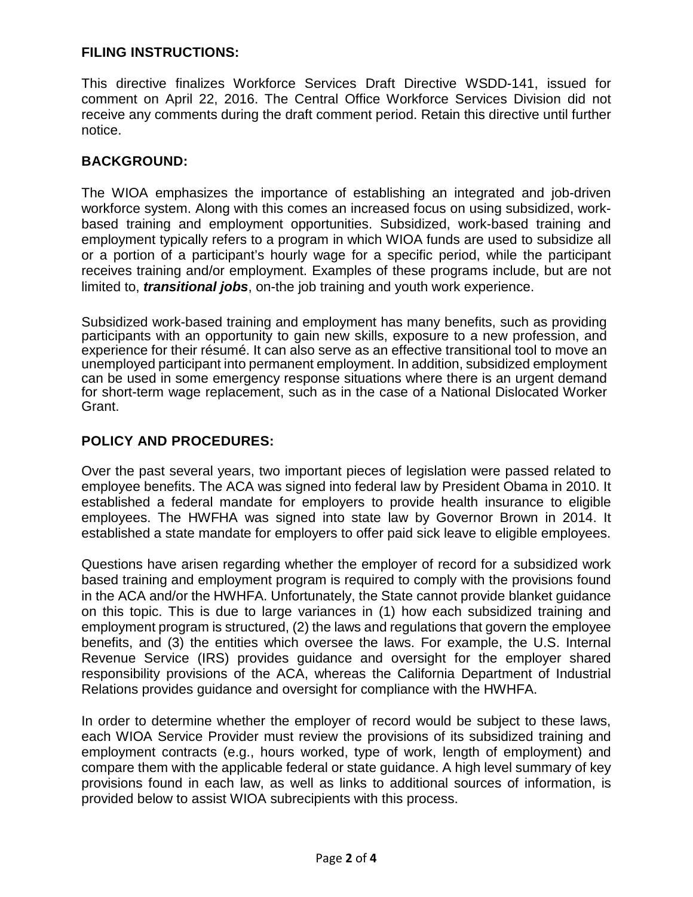## FILING INSTRUCTIONS:

This directive finalizes Workforce Services Draft Directive WSDD-141, issued for comment on April 22, 2016. The Central Office Workforce Services Division did not receive any comments during the draft comment period. Retain this directive until further notice.

## BACKGROUND:

The WIOA emphasizes the importance of establishing an integrated and job-driven workforce system. Along with this comes an increased focus on using subsidized, work-based training and employment opportunities. Subsidized, work-based training and employment typically refers to a program in which WIOA funds are used to subsidize all or a portion of a participant's hourly wage for a specific period, while the participant receives training and/or employment. Examples of these programs include, but are not limited to, ***transitional jobs***, on-the job training and youth work experience.

Subsidized work-based training and employment has many benefits, such as providing participants with an opportunity to gain new skills, exposure to a new profession, and experience for their résumé. It can also serve as an effective transitional tool to move an unemployed participant into permanent employment. In addition, subsidized employment can be used in some emergency response situations where there is an urgent demand for short-term wage replacement, such as in the case of a National Dislocated Worker Grant.

## POLICY AND PROCEDURES:

Over the past several years, two important pieces of legislation were passed related to employee benefits. The ACA was signed into federal law by President Obama in 2010. It established a federal mandate for employers to provide health insurance to eligible employees. The HWFHA was signed into state law by Governor Brown in 2014. It established a state mandate for employers to offer paid sick leave to eligible employees.

Questions have arisen regarding whether the employer of record for a subsidized work based training and employment program is required to comply with the provisions found in the ACA and/or the HWHFA. Unfortunately, the State cannot provide blanket guidance on this topic. This is due to large variances in (1) how each subsidized training and employment program is structured, (2) the laws and regulations that govern the employee benefits, and (3) the entities which oversee the laws. For example, the U.S. Internal Revenue Service (IRS) provides guidance and oversight for the employer shared responsibility provisions of the ACA, whereas the California Department of Industrial Relations provides guidance and oversight for compliance with the HWHFA.

In order to determine whether the employer of record would be subject to these laws, each WIOA Service Provider must review the provisions of its subsidized training and employment contracts (e.g., hours worked, type of work, length of employment) and compare them with the applicable federal or state guidance. A high level summary of key provisions found in each law, as well as links to additional sources of information, is provided below to assist WIOA subrecipients with this process.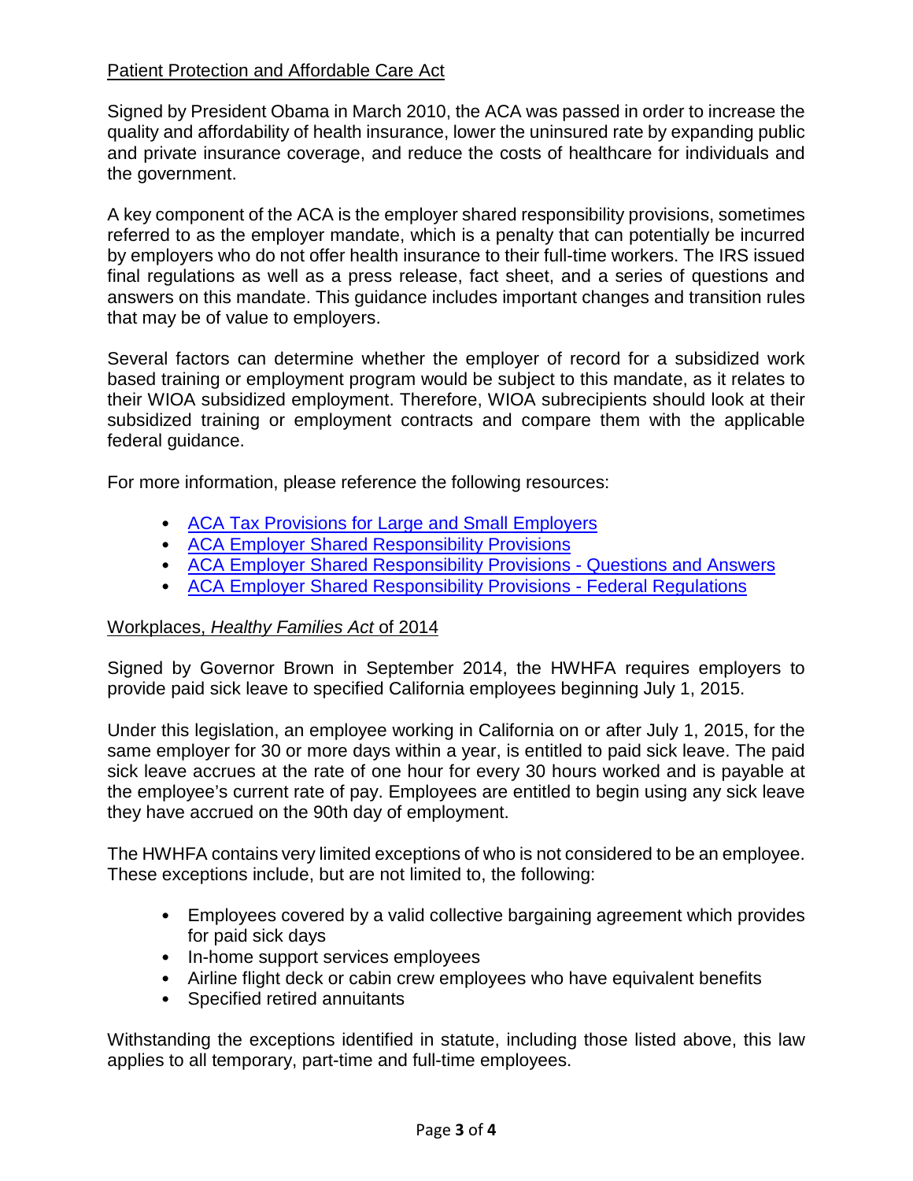## Patient Protection and Affordable Care Act

Signed by President Obama in March 2010, the ACA was passed in order to increase the quality and affordability of health insurance, lower the uninsured rate by expanding public and private insurance coverage, and reduce the costs of healthcare for individuals and the government.

A key component of the ACA is the employer shared responsibility provisions, sometimes referred to as the employer mandate, which is a penalty that can potentially be incurred by employers who do not offer health insurance to their full-time workers. The IRS issued final regulations as well as a press release, fact sheet, and a series of questions and answers on this mandate. This guidance includes important changes and transition rules that may be of value to employers.

Several factors can determine whether the employer of record for a subsidized work based training or employment program would be subject to this mandate, as it relates to their WIOA subsidized employment. Therefore, WIOA subrecipients should look at their subsidized training or employment contracts and compare them with the applicable federal guidance.

For more information, please reference the following resources:

- ACA Tax Provisions for Large and Small Employers
- ACA Employer Shared Responsibility Provisions
- ACA Employer Shared Responsibility Provisions - Questions and Answers
- ACA Employer Shared Responsibility Provisions - Federal Regulations

## Workplaces, *Healthy Families Act* of 2014

Signed by Governor Brown in September 2014, the HWHFA requires employers to provide paid sick leave to specified California employees beginning July 1, 2015.

Under this legislation, an employee working in California on or after July 1, 2015, for the same employer for 30 or more days within a year, is entitled to paid sick leave. The paid sick leave accrues at the rate of one hour for every 30 hours worked and is payable at the employee's current rate of pay. Employees are entitled to begin using any sick leave they have accrued on the 90th day of employment.

The HWHFA contains very limited exceptions of who is not considered to be an employee. These exceptions include, but are not limited to, the following:

- Employees covered by a valid collective bargaining agreement which provides for paid sick days
- In-home support services employees
- Airline flight deck or cabin crew employees who have equivalent benefits
- Specified retired annuitants

Withstanding the exceptions identified in statute, including those listed above, this law applies to all temporary, part-time and full-time employees.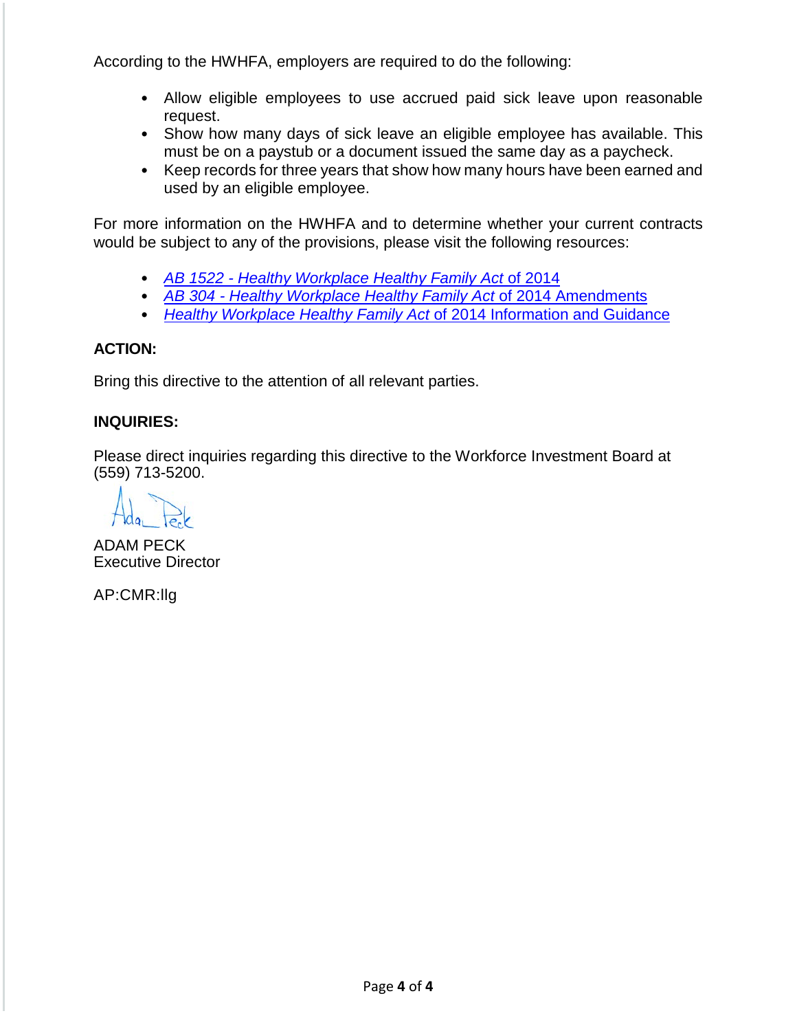According to the HWHFA, employers are required to do the following:

- Allow eligible employees to use accrued paid sick leave upon reasonable request.
- Show how many days of sick leave an eligible employee has available. This must be on a paystub or a document issued the same day as a paycheck.
- Keep records for three years that show how many hours have been earned and used by an eligible employee.

For more information on the HWHFA and to determine whether your current contracts would be subject to any of the provisions, please visit the following resources:

- *AB 1522 - Healthy Workplace Healthy Family Act* of 2014
- *AB 304 - Healthy Workplace Healthy Family Act* of 2014 Amendments
- *Healthy Workplace Healthy Family Act* of 2014 Information and Guidance

**ACTION:**

Bring this directive to the attention of all relevant parties.

**INQUIRIES:**

Please direct inquiries regarding this directive to the Workforce Investment Board at (559) 713-5200.

ADAM PECK
Executive Director

AP:CMR:llg